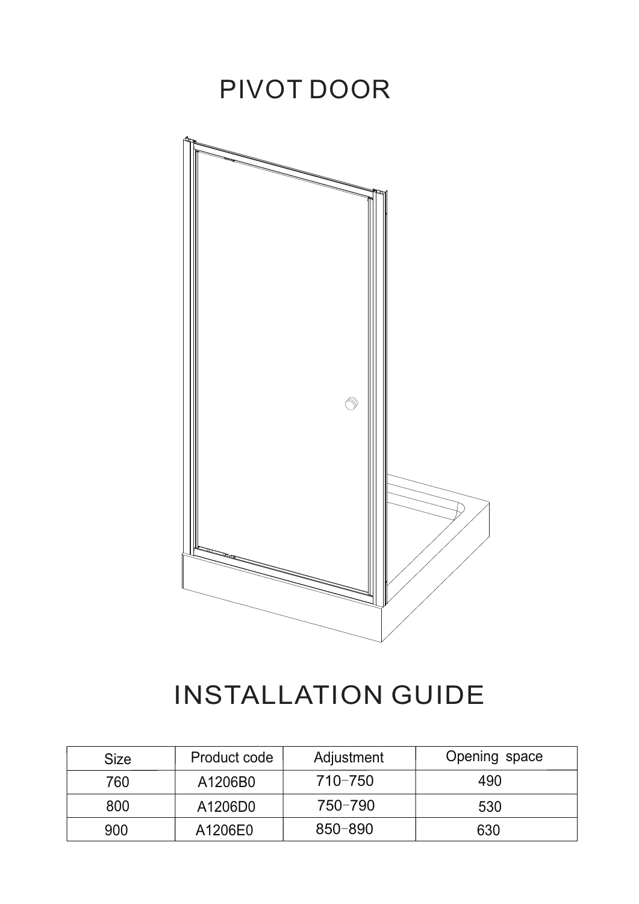# PIVOT DOOR

# INSTALLATION GUIDE

| Size | Product code | Adjustment | Opening space |
| --- | --- | --- | --- |
| 760 | A1206B0 | 710-750 | 490 |
| 800 | A1206D0 | 750-790 | 530 |
| 900 | A1206E0 | 850-890 | 630 |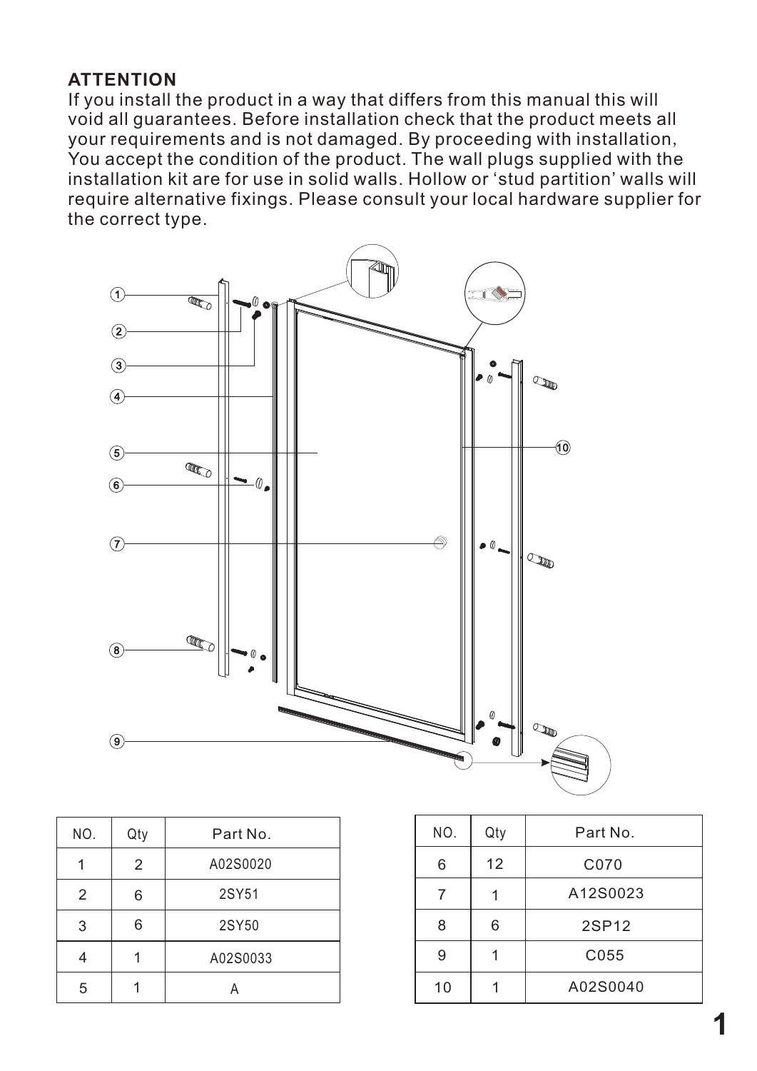**ATTENTION**

If you install the product in a way that differs from this manual this will void all guarantees. Before installation check that the product meets all your requirements and is not damaged. By proceeding with installation, You accept the condition of the product. The wall plugs supplied with the installation kit are for use in solid walls. Hollow or 'stud partition' walls will require alternative fixings. Please consult your local hardware supplier for the correct type.

| NO. | Qty | Part No. |
|---|---|---|
| 1 | 2 | A02S0020 |
| 2 | 6 | 2SY51 |
| 3 | 6 | 2SY50 |
| 4 | 1 | A02S0033 |
| 5 | 1 | A |

| NO. | Qty | Part No. |
|---|---|---|
| 6 | 12 | C070 |
| 7 | 1 | A12S0023 |
| 8 | 6 | 2SP12 |
| 9 | 1 | C055 |
| 10 | 1 | A02S0040 |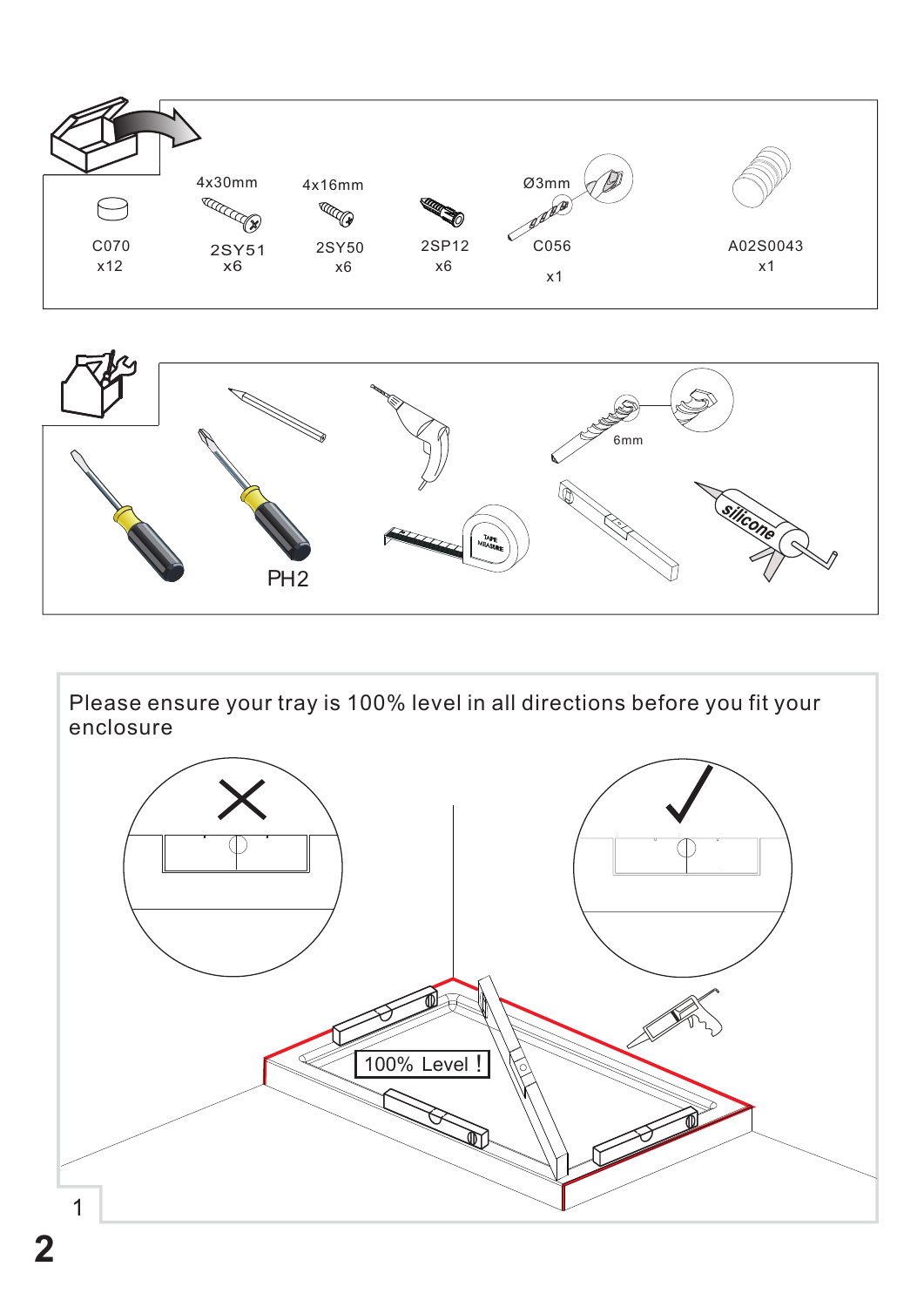| 4x30mm | 4x16mm | | Ø3mm | |
|---|---|---|---|---|---|
| C070 x12 | 2SY51 x6 | 2SY50 x6 | 2SP12 x6 | C056 x1 | A02S0043 x1 |

6mm

PH2

Please ensure your tray is 100% level in all directions before you fit your enclosure

100% Level !

1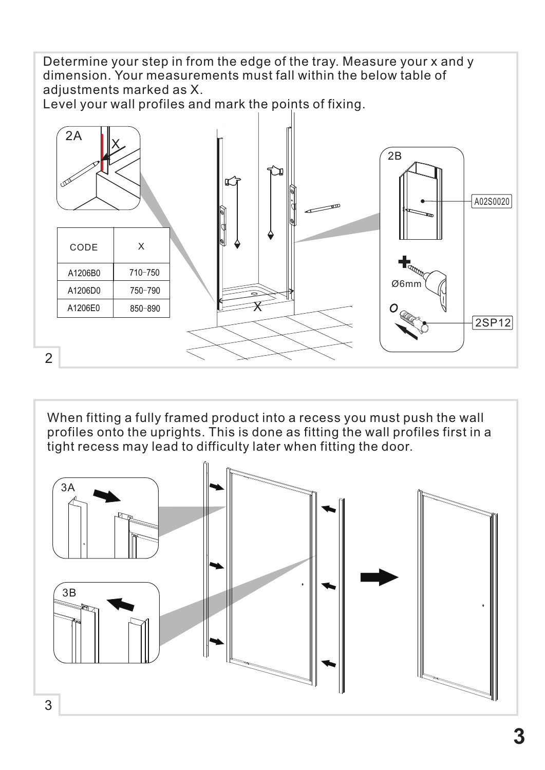Determine your step in from the edge of the tray. Measure your x and y dimension. Your measurements must fall within the below table of adjustments marked as X.
Level your wall profiles and mark the points of fixing.

2A

| CODE | X |
|---|---|
| A1206B0 | 710-750 |
| A1206D0 | 750-790 |
| A1206E0 | 850-890 |

2B

A02S0020

Ø6mm

2SP12

2

When fitting a fully framed product into a recess you must push the wall profiles onto the uprights. This is done as fitting the wall profiles first in a tight recess may lead to difficulty later when fitting the door.

3A

3B

3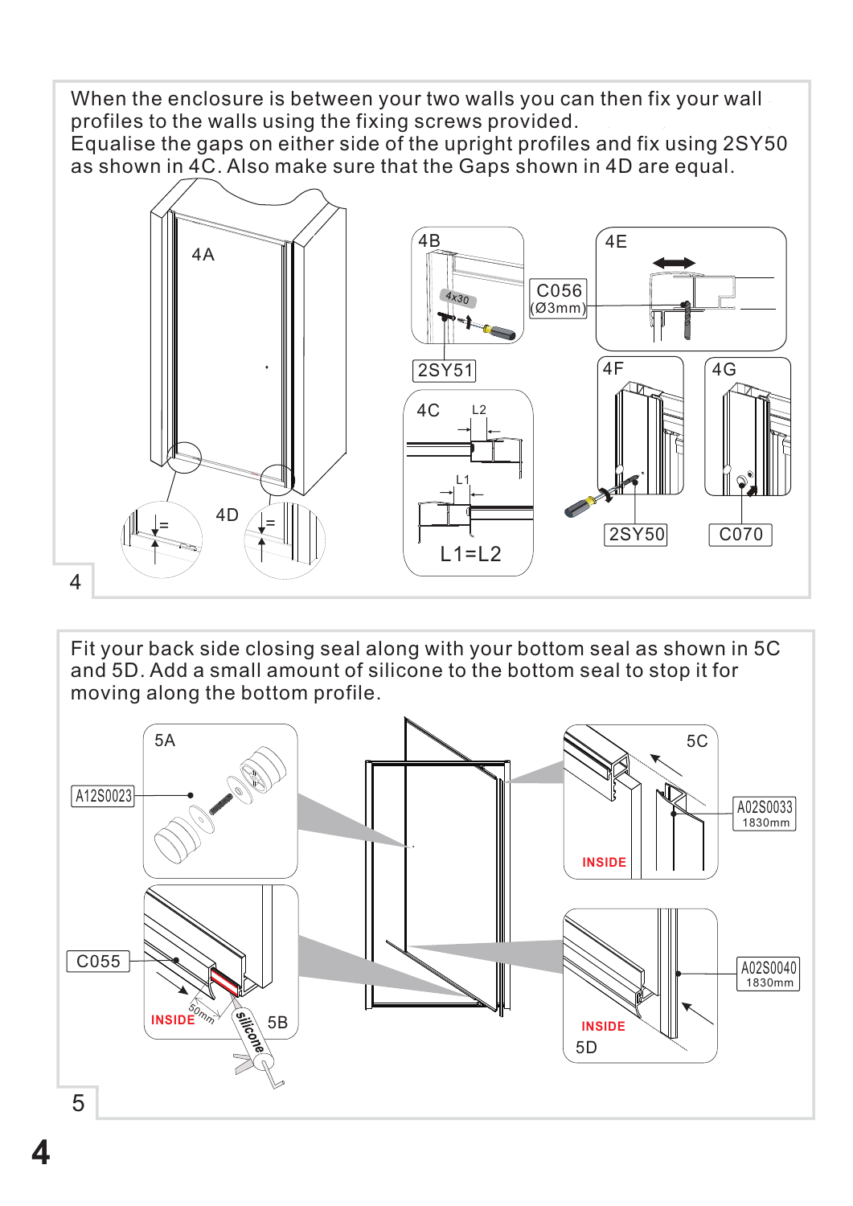When the enclosure is between your two walls you can then fix your wall profiles to the walls using the fixing screws provided.
Equalise the gaps on either side of the upright profiles and fix using 2SY50 as shown in 4C. Also make sure that the Gaps shown in 4D are equal.

4A

4B

4x30

2SY51

C056 (Ø3mm)

4E

4C

L2

L1

L1=L2

4F

2SY50

4G

C070

4D

4

Fit your back side closing seal along with your bottom seal as shown in 5C and 5D. Add a small amount of silicone to the bottom seal to stop it for moving along the bottom profile.

5A

A12S0023

5C

A02S0033 1830mm

INSIDE

C055

INSIDE

50mm

silicone

5B

INSIDE

5D

A02S0040 1830mm

5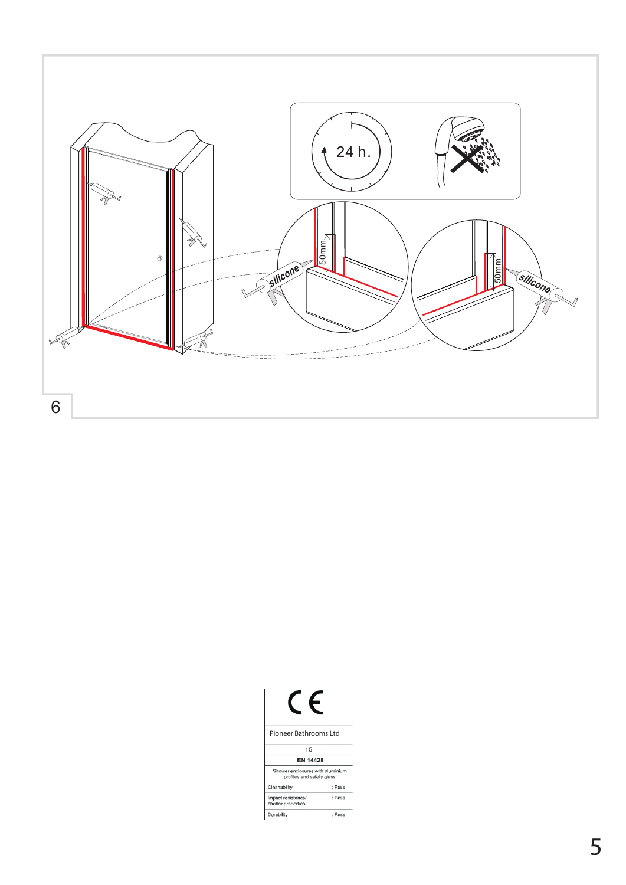6

24 h.

silicone

50mm

silicone

50mm

| CE | |
|---|---|
| Pioneer Bathrooms Ltd | |
| 15 | |
| **EN 14428** | |
| Shower enclosures with aluminium profiles and safety glass | |
| Cleanability | : Pass |
| Impact resistance/ shatter properties | : Pass |
| Durability | : Pass |